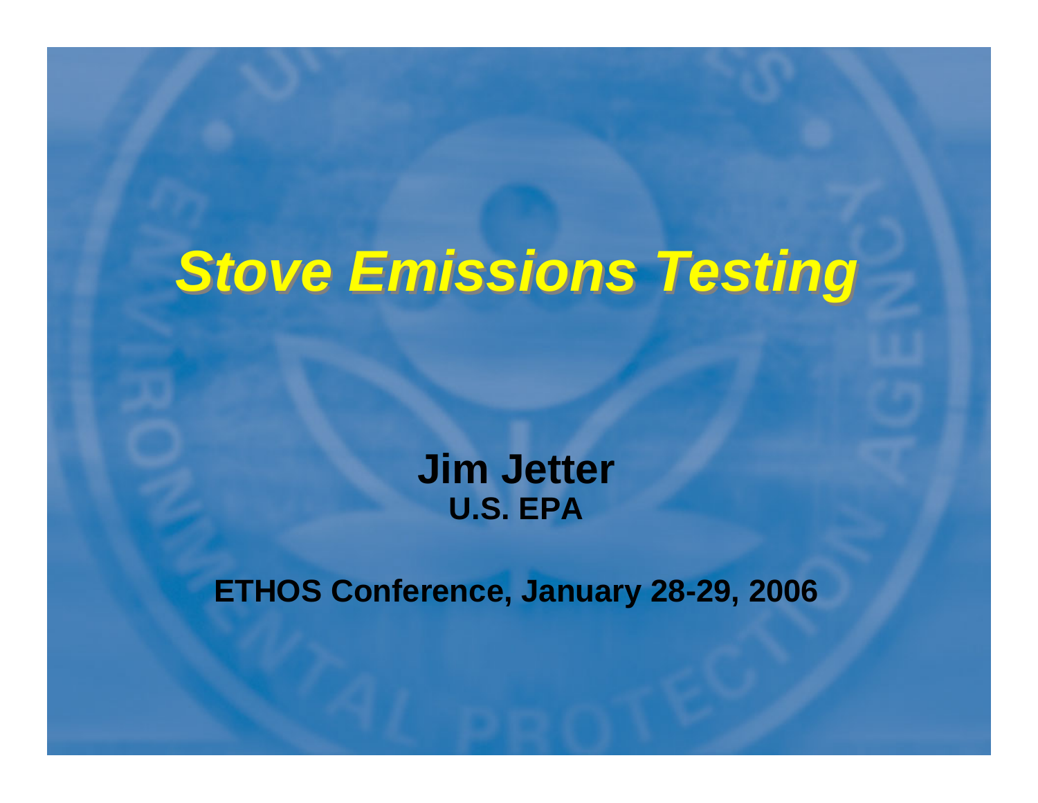# *Stove Emissions Testing*

**Jim Jetter**
**U.S. EPA**

**ETHOS Conference, January 28-29, 2006**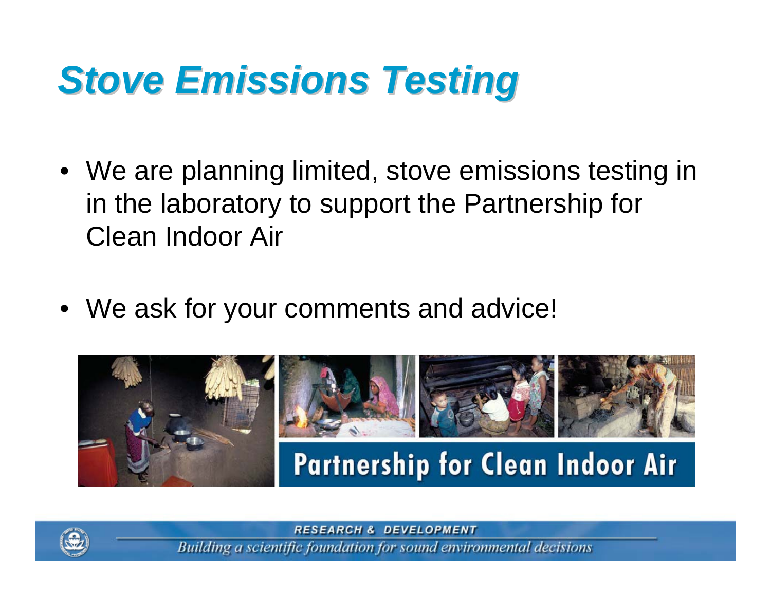# Stove Emissions Testing

- We are planning limited, stove emissions testing in in the laboratory to support the Partnership for Clean Indoor Air

- We ask for your comments and advice!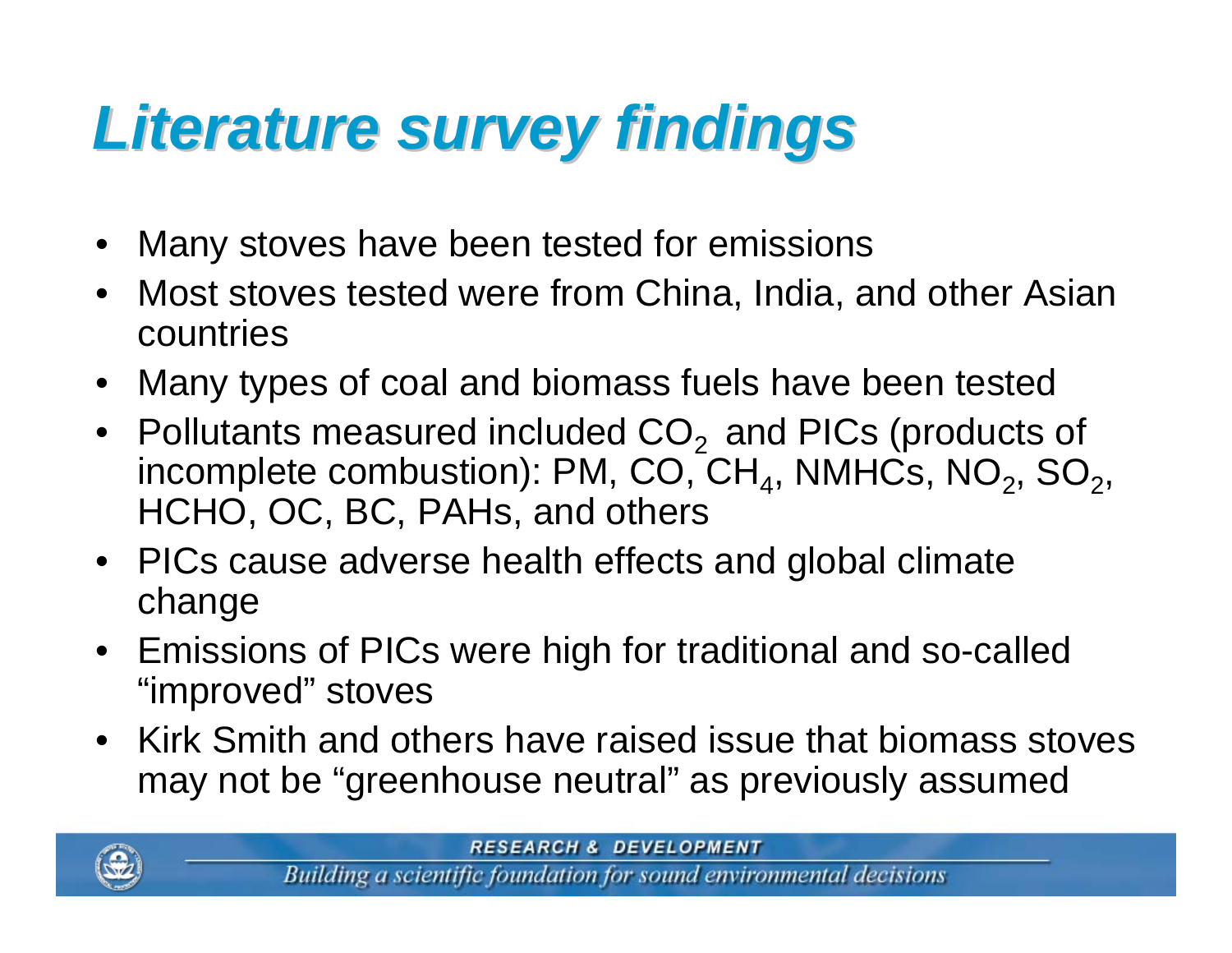# *Literature survey findings*

- Many stoves have been tested for emissions
- Most stoves tested were from China, India, and other Asian countries
- Many types of coal and biomass fuels have been tested
- Pollutants measured included $CO_2$ and PICs (products of incomplete combustion): PM, CO, $CH_4$, NMHCs, $NO_2$, $SO_2$, HCHO, OC, BC, PAHs, and others
- PICs cause adverse health effects and global climate change
- Emissions of PICs were high for traditional and so-called "improved" stoves
- Kirk Smith and others have raised issue that biomass stoves may not be "greenhouse neutral" as previously assumed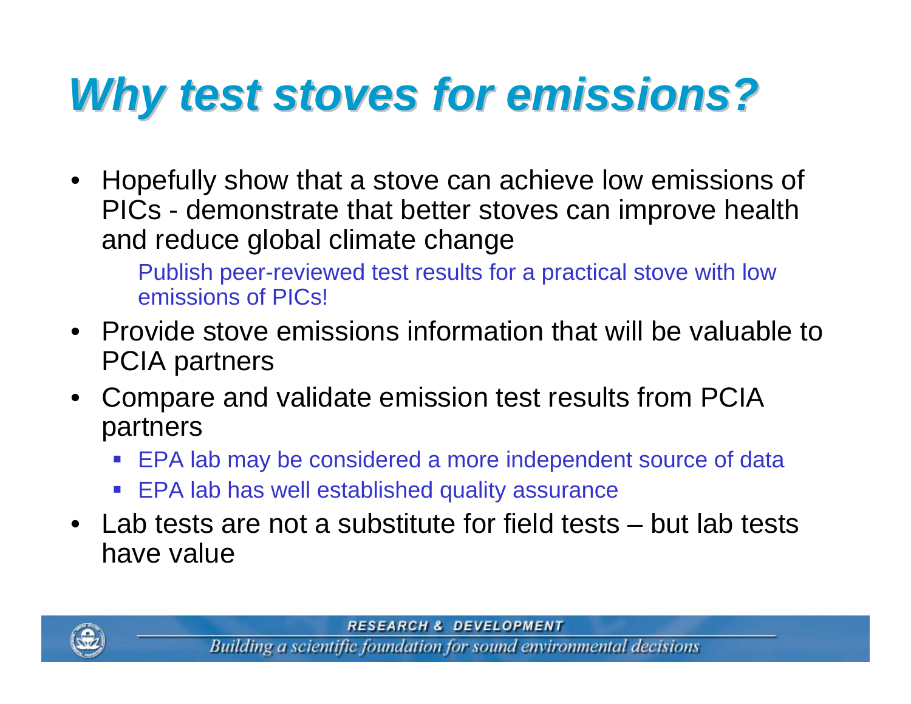# *Why test stoves for emissions?*

- Hopefully show that a stove can achieve low emissions of PICs - demonstrate that better stoves can improve health and reduce global climate change

  Publish peer-reviewed test results for a practical stove with low emissions of PICs!

- Provide stove emissions information that will be valuable to PCIA partners
- Compare and validate emission test results from PCIA partners
  - EPA lab may be considered a more independent source of data
  - EPA lab has well established quality assurance
- Lab tests are not a substitute for field tests – but lab tests have value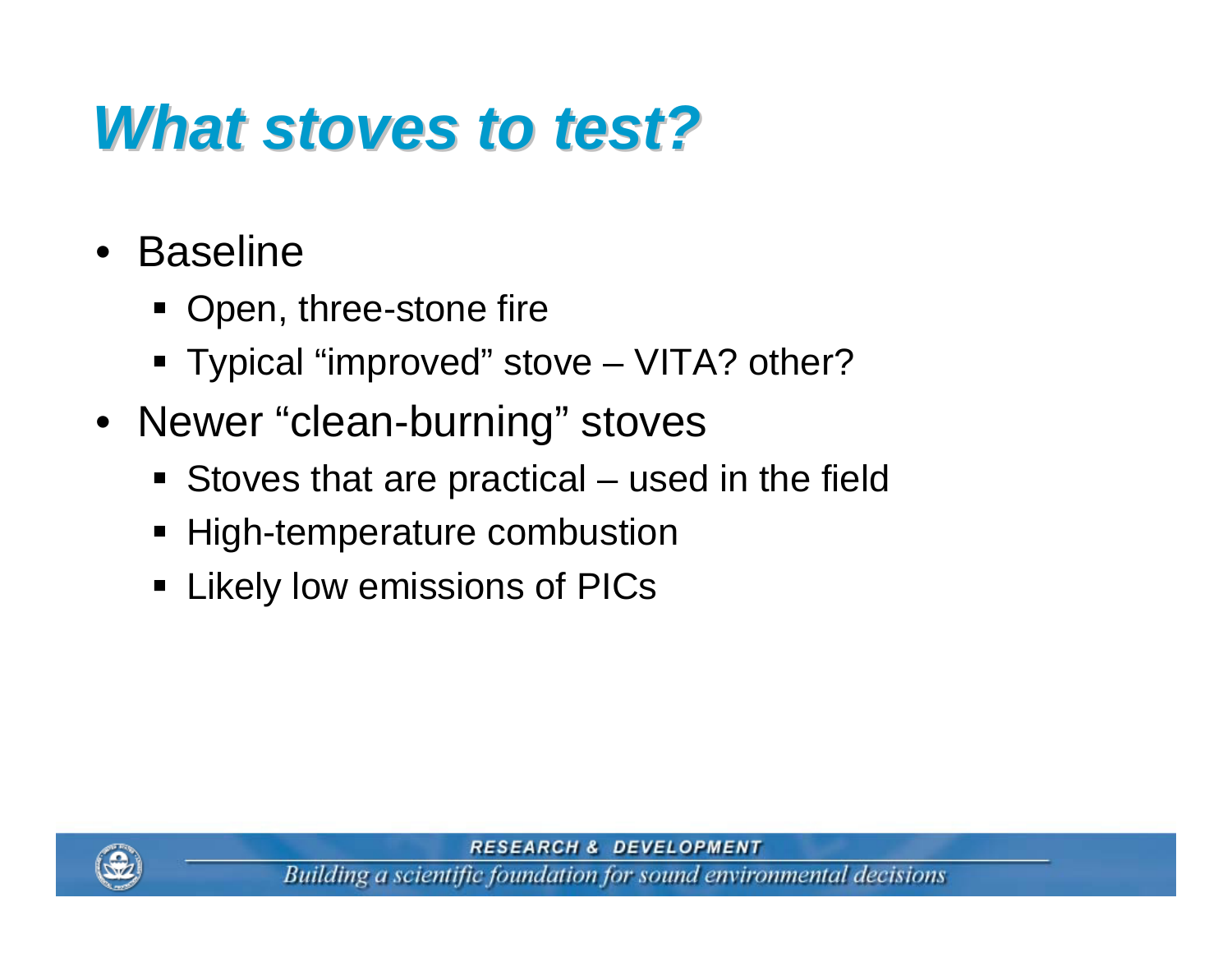# What stoves to test?

- Baseline
  - Open, three-stone fire
  - Typical "improved" stove – VITA? other?
- Newer "clean-burning" stoves
  - Stoves that are practical – used in the field
  - High-temperature combustion
  - Likely low emissions of PICs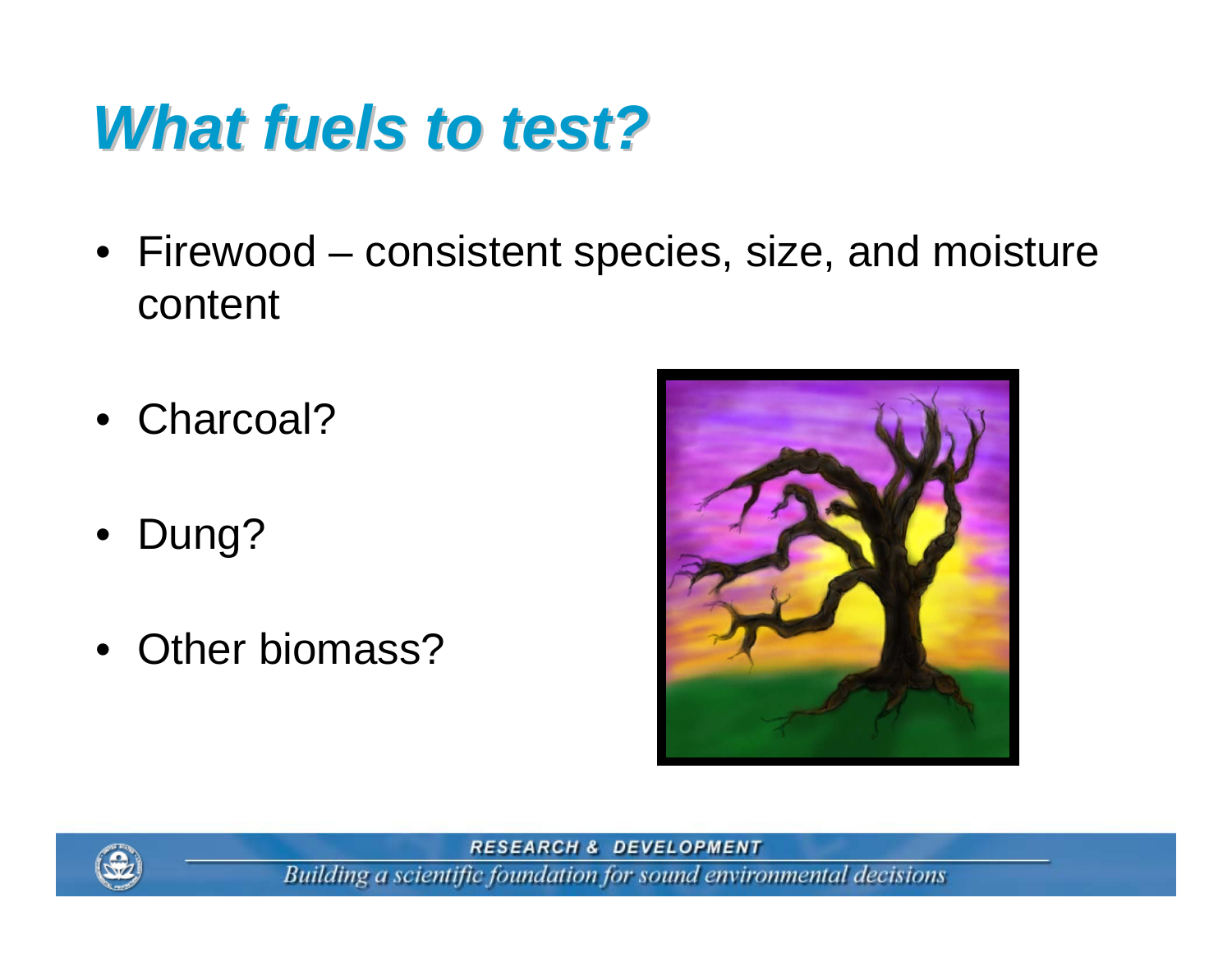# What fuels to test?

- Firewood – consistent species, size, and moisture content
- Charcoal?
- Dung?
- Other biomass?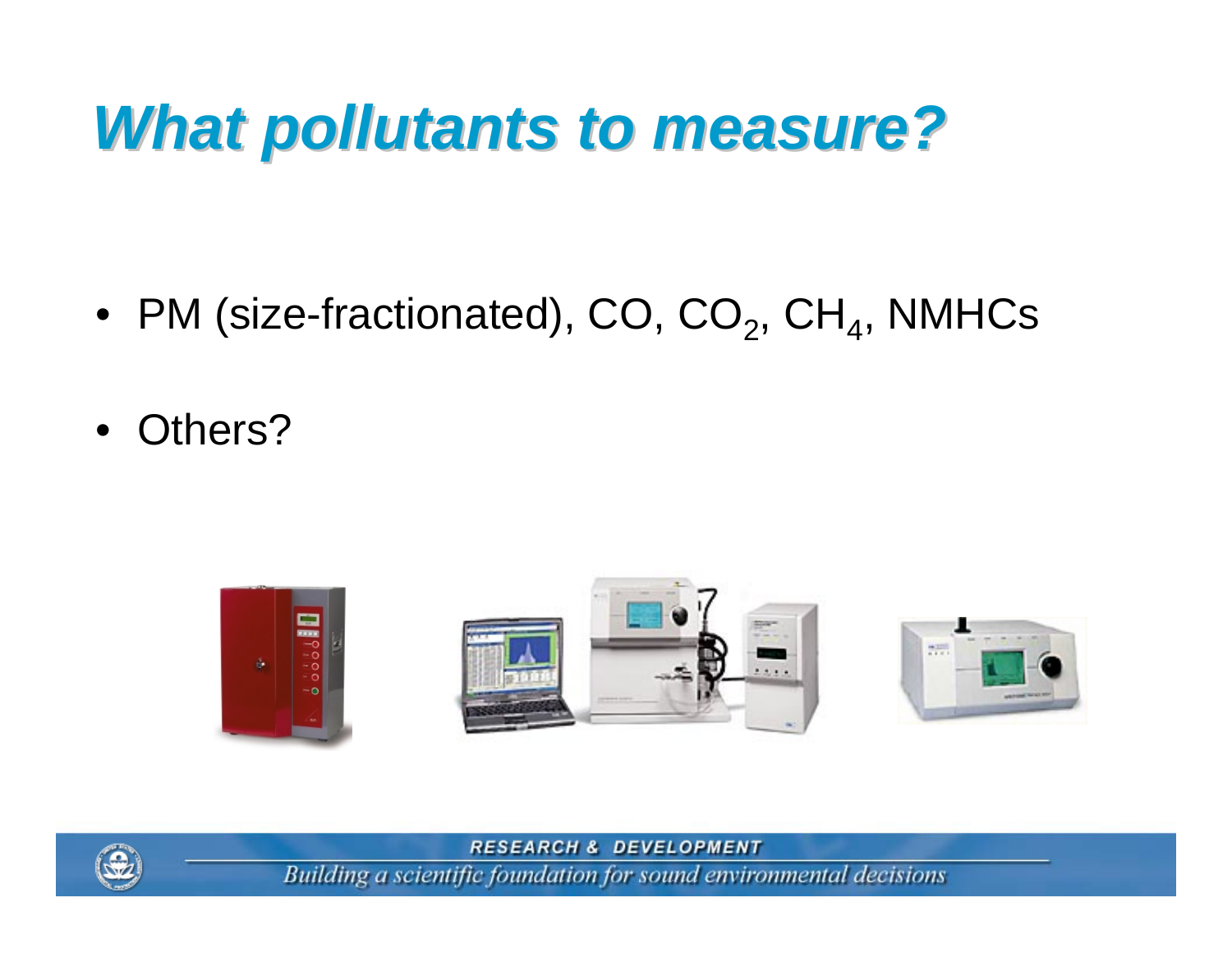# *What pollutants to measure?*

- PM (size-fractionated), CO, $CO_2$, $CH_4$, NMHCs
- Others?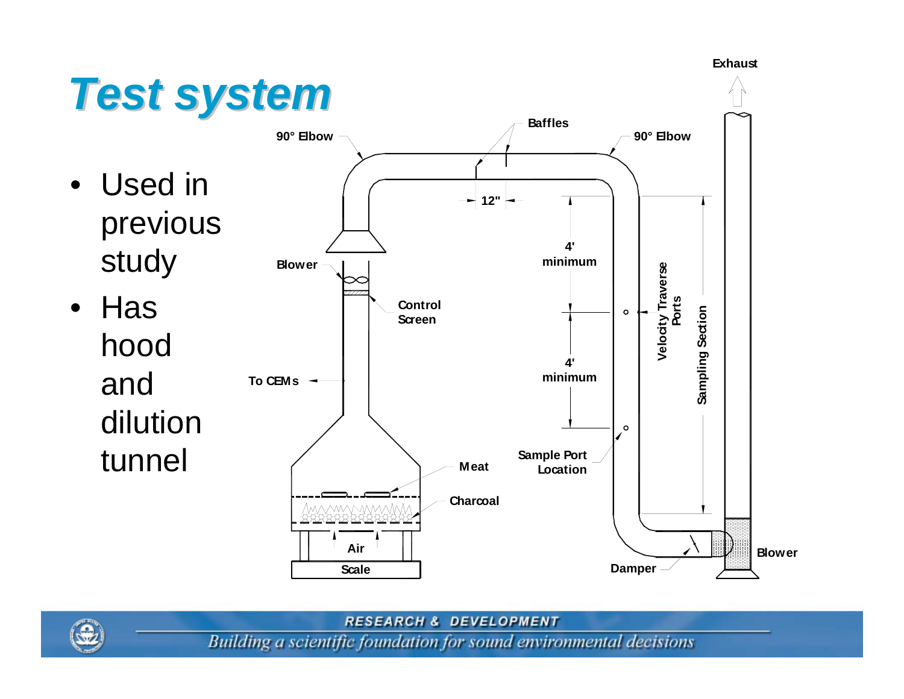# Test system

- Used in previous study
- Has hood and dilution tunnel

Exhaust

90° Elbow

Baffles

90° Elbow

12"

4' minimum

4' minimum

Blower

Control Screen

To CEMs

Velocity Traverse Ports

Sampling Section

Sample Port Location

Meat

Charcoal

Air

Scale

Damper

Blower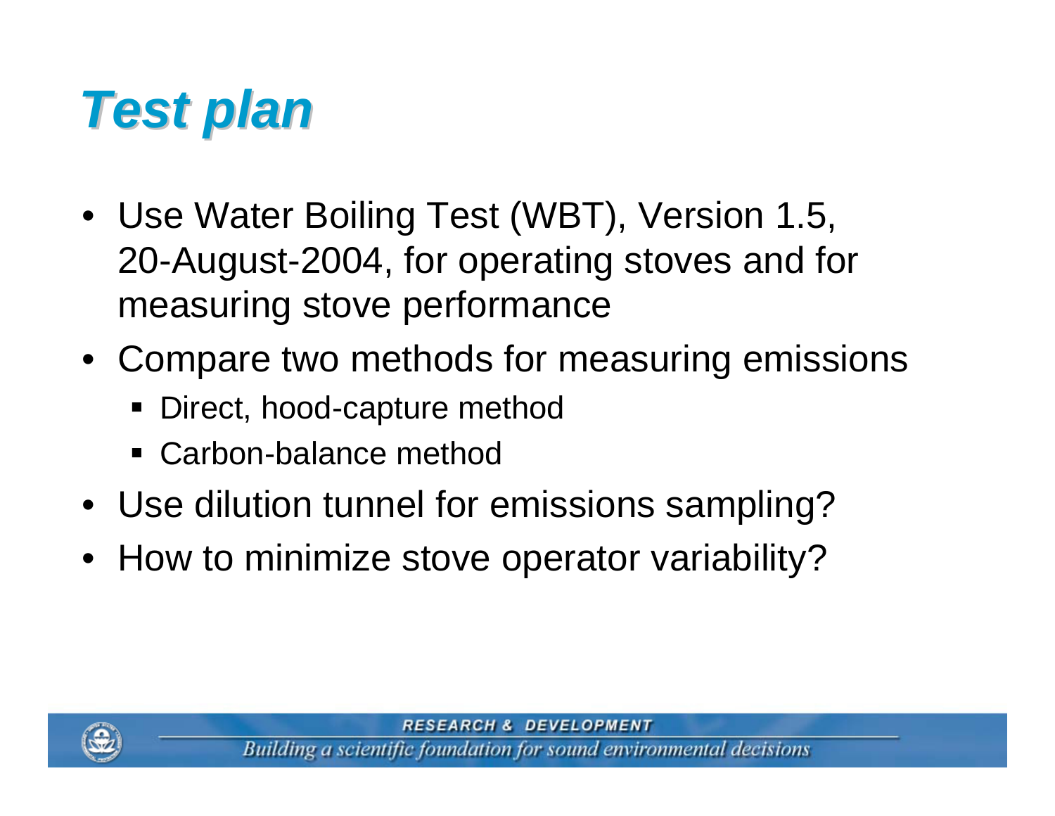# *Test plan*

- Use Water Boiling Test (WBT), Version 1.5, 20-August-2004, for operating stoves and for measuring stove performance
- Compare two methods for measuring emissions
  - Direct, hood-capture method
  - Carbon-balance method
- Use dilution tunnel for emissions sampling?
- How to minimize stove operator variability?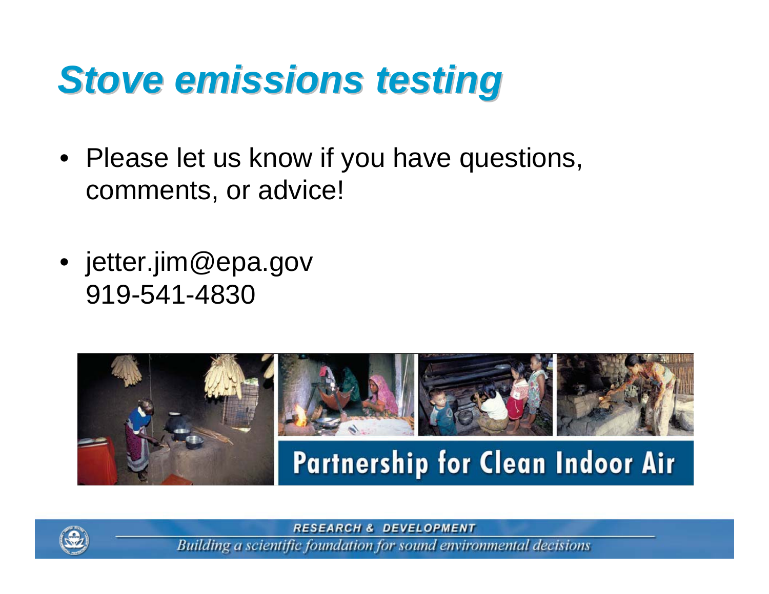# *Stove emissions testing*

- Please let us know if you have questions, comments, or advice!
- jetter.jim@epa.gov
  919-541-4830

Partnership for Clean Indoor Air